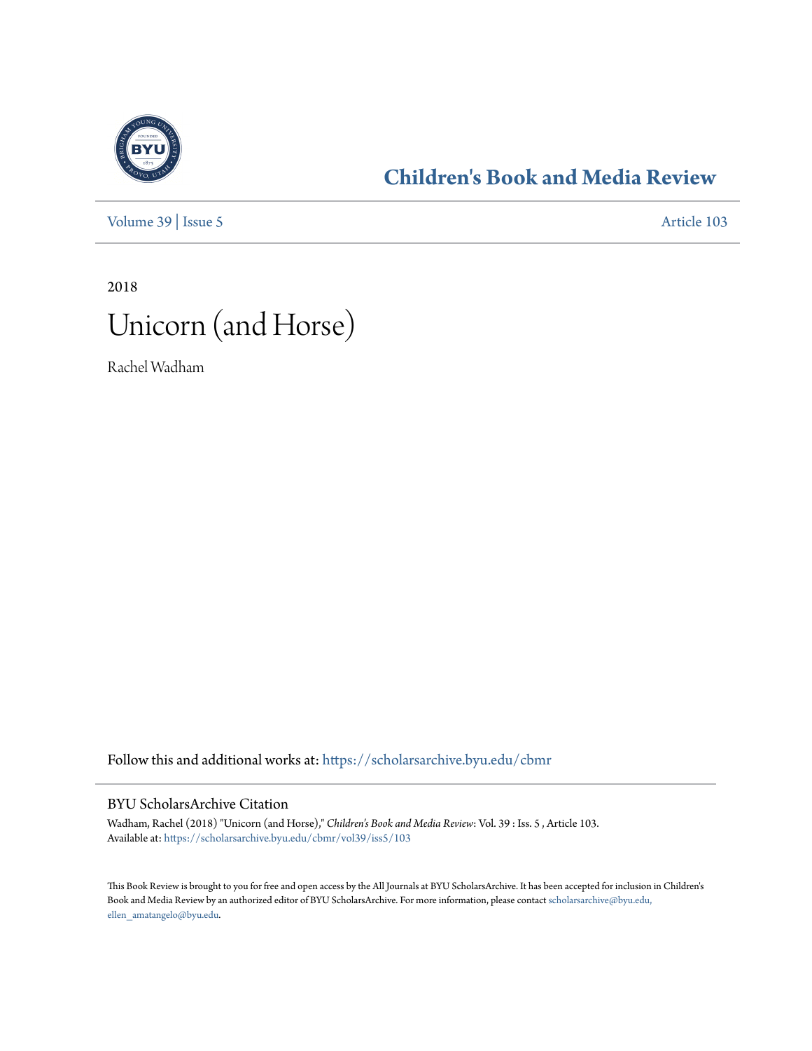# Children's Book and Media Review

Volume 39 | Issue 5 Article 103

2018

# Unicorn (and Horse)

Rachel Wadham

Follow this and additional works at: https://scholarsarchive.byu.edu/cbmr

## BYU ScholarsArchive Citation

Wadham, Rachel (2018) "Unicorn (and Horse)," *Children's Book and Media Review*: Vol. 39 : Iss. 5 , Article 103.
Available at: https://scholarsarchive.byu.edu/cbmr/vol39/iss5/103

This Book Review is brought to you for free and open access by the All Journals at BYU ScholarsArchive. It has been accepted for inclusion in Children's Book and Media Review by an authorized editor of BYU ScholarsArchive. For more information, please contact scholarsarchive@byu.edu, ellen_amatangelo@byu.edu.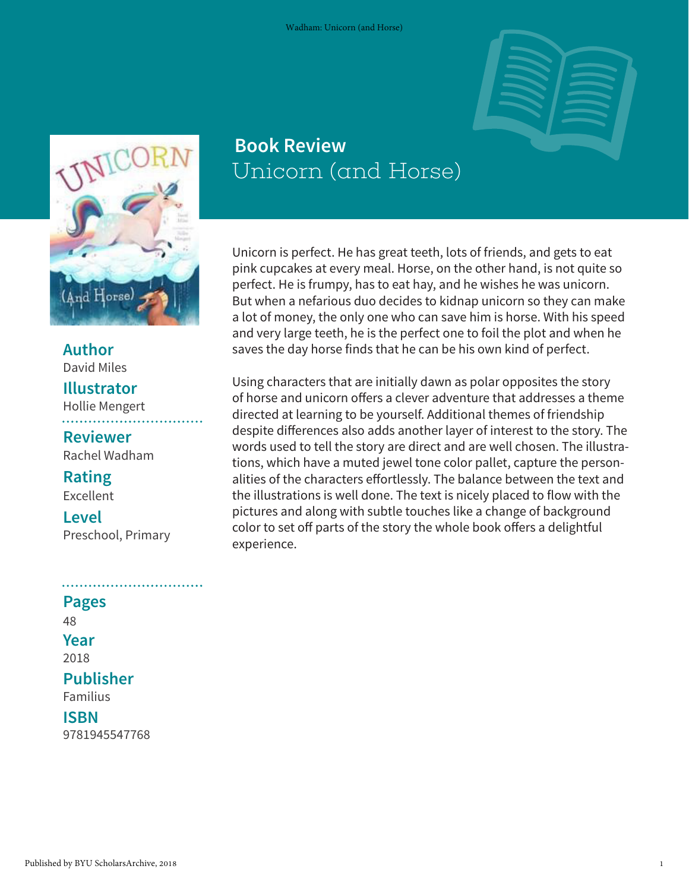## Book Review

# Unicorn (and Horse)

**Author**
David Miles

**Illustrator**
Hollie Mengert

**Reviewer**
Rachel Wadham

**Rating**
Excellent

**Level**
Preschool, Primary

**Pages**
48

**Year**
2018

**Publisher**
Familius

**ISBN**
9781945547768

Unicorn is perfect. He has great teeth, lots of friends, and gets to eat pink cupcakes at every meal. Horse, on the other hand, is not quite so perfect. He is frumpy, has to eat hay, and he wishes he was unicorn. But when a nefarious duo decides to kidnap unicorn so they can make a lot of money, the only one who can save him is horse. With his speed and very large teeth, he is the perfect one to foil the plot and when he saves the day horse finds that he can be his own kind of perfect.

Using characters that are initially dawn as polar opposites the story of horse and unicorn offers a clever adventure that addresses a theme directed at learning to be yourself. Additional themes of friendship despite differences also adds another layer of interest to the story. The words used to tell the story are direct and are well chosen. The illustrations, which have a muted jewel tone color pallet, capture the personalities of the characters effortlessly. The balance between the text and the illustrations is well done. The text is nicely placed to flow with the pictures and along with subtle touches like a change of background color to set off parts of the story the whole book offers a delightful experience.